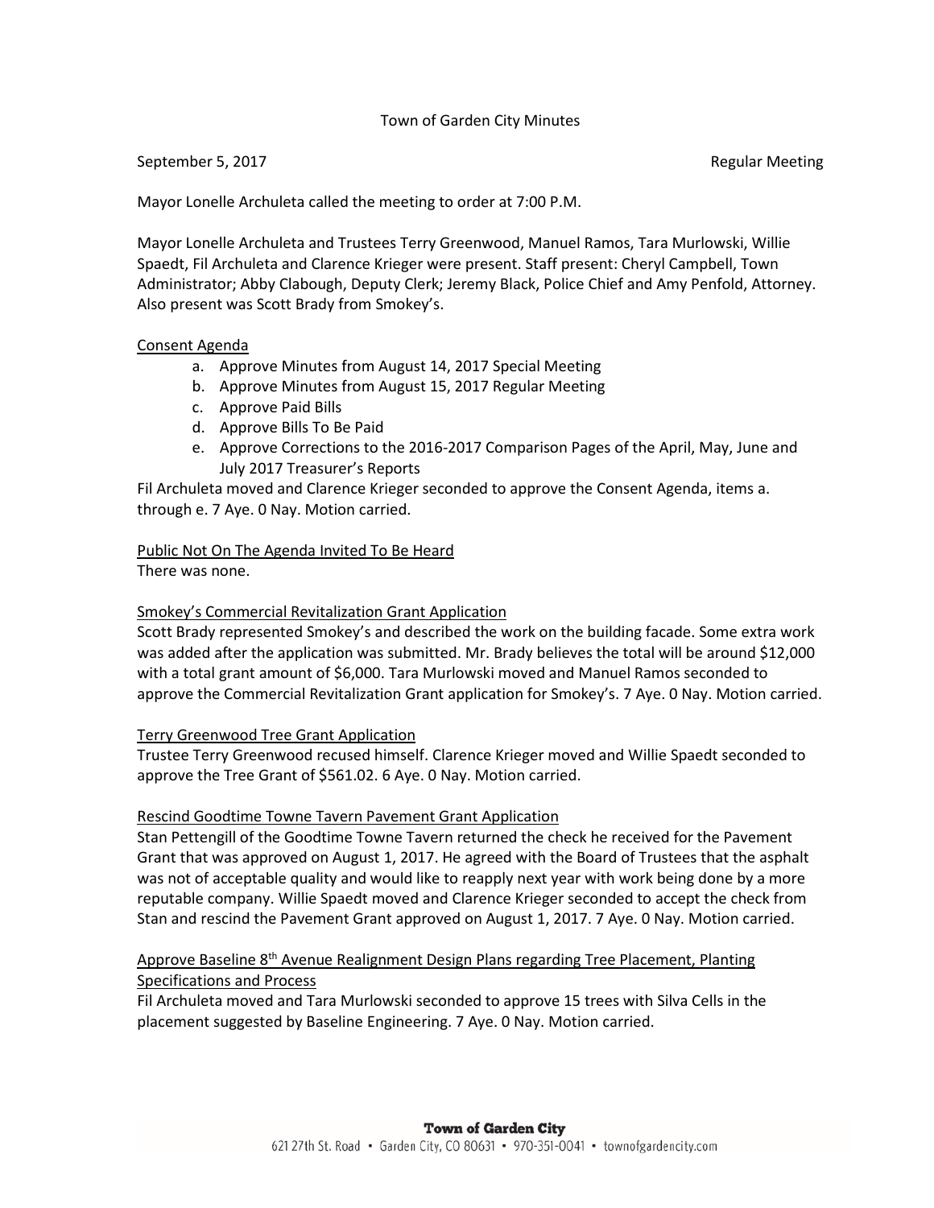# Town of Garden City Minutes

September 5, 2017 Regular Meeting

Mayor Lonelle Archuleta called the meeting to order at 7:00 P.M.

Mayor Lonelle Archuleta and Trustees Terry Greenwood, Manuel Ramos, Tara Murlowski, Willie Spaedt, Fil Archuleta and Clarence Krieger were present. Staff present: Cheryl Campbell, Town Administrator; Abby Clabough, Deputy Clerk; Jeremy Black, Police Chief and Amy Penfold, Attorney. Also present was Scott Brady from Smokey's.

## Consent Agenda

a. Approve Minutes from August 14, 2017 Special Meeting
b. Approve Minutes from August 15, 2017 Regular Meeting
c. Approve Paid Bills
d. Approve Bills To Be Paid
e. Approve Corrections to the 2016-2017 Comparison Pages of the April, May, June and July 2017 Treasurer's Reports

Fil Archuleta moved and Clarence Krieger seconded to approve the Consent Agenda, items a. through e. 7 Aye. 0 Nay. Motion carried.

## Public Not On The Agenda Invited To Be Heard

There was none.

## Smokey's Commercial Revitalization Grant Application

Scott Brady represented Smokey's and described the work on the building facade. Some extra work was added after the application was submitted. Mr. Brady believes the total will be around $12,000 with a total grant amount of $6,000. Tara Murlowski moved and Manuel Ramos seconded to approve the Commercial Revitalization Grant application for Smokey's. 7 Aye. 0 Nay. Motion carried.

## Terry Greenwood Tree Grant Application

Trustee Terry Greenwood recused himself. Clarence Krieger moved and Willie Spaedt seconded to approve the Tree Grant of $561.02. 6 Aye. 0 Nay. Motion carried.

## Rescind Goodtime Towne Tavern Pavement Grant Application

Stan Pettengill of the Goodtime Towne Tavern returned the check he received for the Pavement Grant that was approved on August 1, 2017. He agreed with the Board of Trustees that the asphalt was not of acceptable quality and would like to reapply next year with work being done by a more reputable company. Willie Spaedt moved and Clarence Krieger seconded to accept the check from Stan and rescind the Pavement Grant approved on August 1, 2017. 7 Aye. 0 Nay. Motion carried.

## Approve Baseline 8th Avenue Realignment Design Plans regarding Tree Placement, Planting Specifications and Process

Fil Archuleta moved and Tara Murlowski seconded to approve 15 trees with Silva Cells in the placement suggested by Baseline Engineering. 7 Aye. 0 Nay. Motion carried.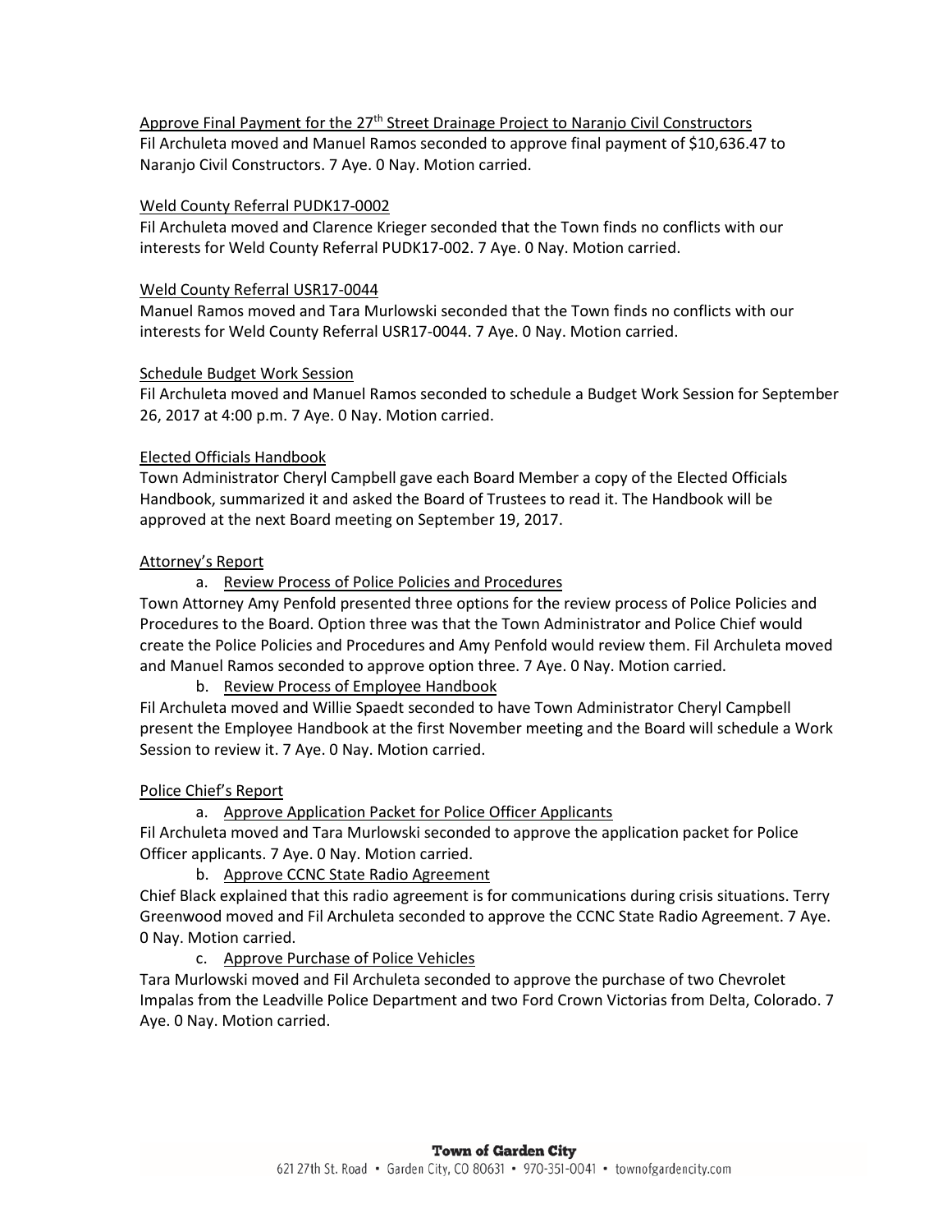Approve Final Payment for the 27th Street Drainage Project to Naranjo Civil Constructors

Fil Archuleta moved and Manuel Ramos seconded to approve final payment of $10,636.47 to Naranjo Civil Constructors. 7 Aye. 0 Nay. Motion carried.

Weld County Referral PUDK17-0002

Fil Archuleta moved and Clarence Krieger seconded that the Town finds no conflicts with our interests for Weld County Referral PUDK17-002. 7 Aye. 0 Nay. Motion carried.

Weld County Referral USR17-0044

Manuel Ramos moved and Tara Murlowski seconded that the Town finds no conflicts with our interests for Weld County Referral USR17-0044. 7 Aye. 0 Nay. Motion carried.

Schedule Budget Work Session

Fil Archuleta moved and Manuel Ramos seconded to schedule a Budget Work Session for September 26, 2017 at 4:00 p.m. 7 Aye. 0 Nay. Motion carried.

Elected Officials Handbook

Town Administrator Cheryl Campbell gave each Board Member a copy of the Elected Officials Handbook, summarized it and asked the Board of Trustees to read it. The Handbook will be approved at the next Board meeting on September 19, 2017.

Attorney's Report

a. Review Process of Police Policies and Procedures

Town Attorney Amy Penfold presented three options for the review process of Police Policies and Procedures to the Board. Option three was that the Town Administrator and Police Chief would create the Police Policies and Procedures and Amy Penfold would review them. Fil Archuleta moved and Manuel Ramos seconded to approve option three. 7 Aye. 0 Nay. Motion carried.

b. Review Process of Employee Handbook

Fil Archuleta moved and Willie Spaedt seconded to have Town Administrator Cheryl Campbell present the Employee Handbook at the first November meeting and the Board will schedule a Work Session to review it. 7 Aye. 0 Nay. Motion carried.

Police Chief's Report

a. Approve Application Packet for Police Officer Applicants

Fil Archuleta moved and Tara Murlowski seconded to approve the application packet for Police Officer applicants. 7 Aye. 0 Nay. Motion carried.

b. Approve CCNC State Radio Agreement

Chief Black explained that this radio agreement is for communications during crisis situations. Terry Greenwood moved and Fil Archuleta seconded to approve the CCNC State Radio Agreement. 7 Aye. 0 Nay. Motion carried.

c. Approve Purchase of Police Vehicles

Tara Murlowski moved and Fil Archuleta seconded to approve the purchase of two Chevrolet Impalas from the Leadville Police Department and two Ford Crown Victorias from Delta, Colorado. 7 Aye. 0 Nay. Motion carried.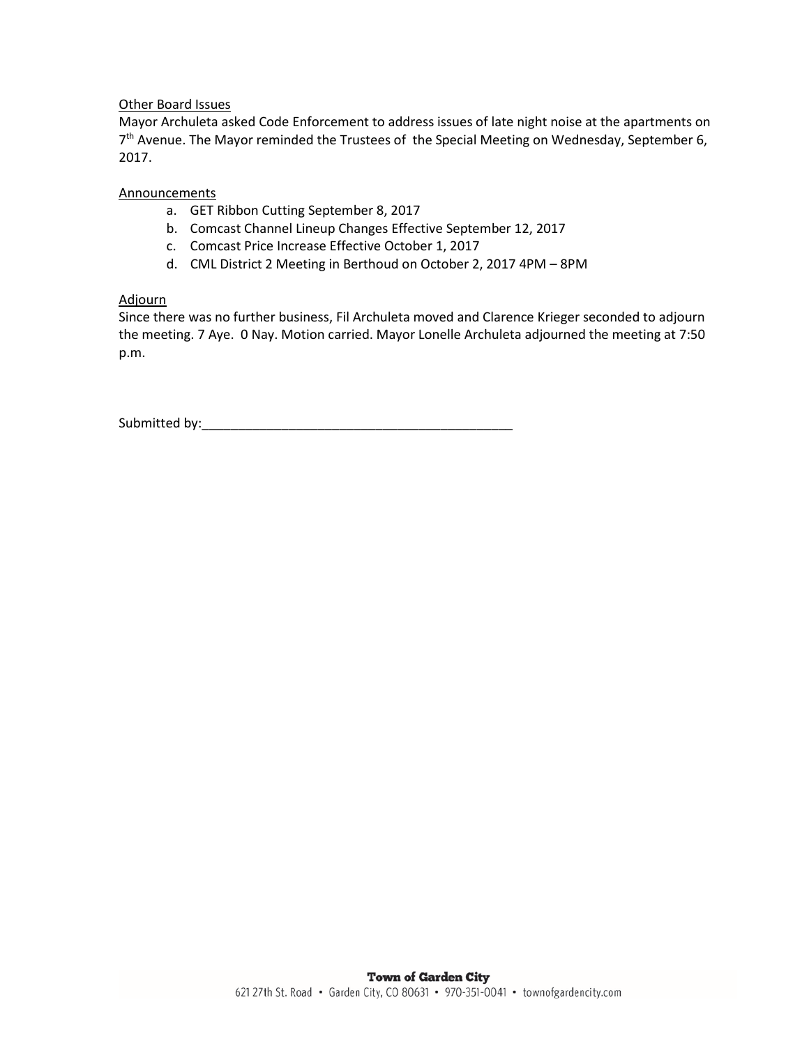<u>Other Board Issues</u>

Mayor Archuleta asked Code Enforcement to address issues of late night noise at the apartments on 7th Avenue. The Mayor reminded the Trustees of the Special Meeting on Wednesday, September 6, 2017.

<u>Announcements</u>

a. GET Ribbon Cutting September 8, 2017
b. Comcast Channel Lineup Changes Effective September 12, 2017
c. Comcast Price Increase Effective October 1, 2017
d. CML District 2 Meeting in Berthoud on October 2, 2017 4PM – 8PM

<u>Adjourn</u>

Since there was no further business, Fil Archuleta moved and Clarence Krieger seconded to adjourn the meeting. 7 Aye. 0 Nay. Motion carried. Mayor Lonelle Archuleta adjourned the meeting at 7:50 p.m.

Submitted by:_____________________________________________